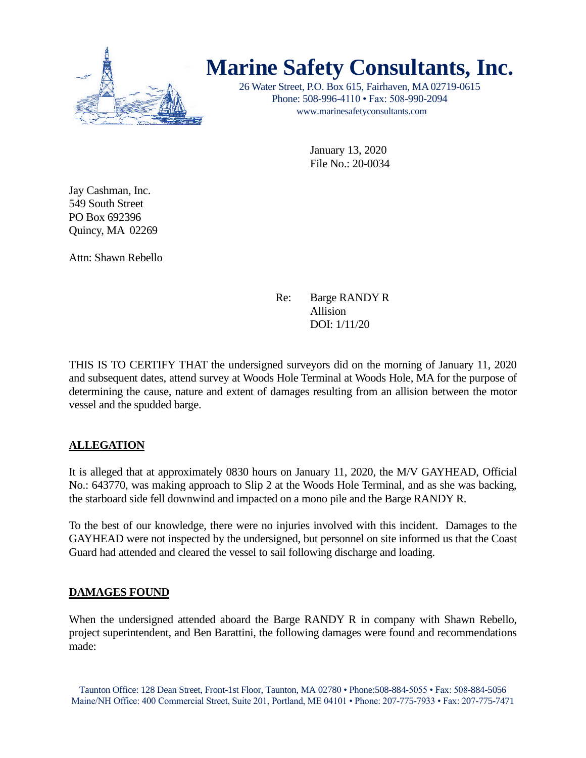# Marine Safety Consultants, Inc.

26 Water Street, P.O. Box 615, Fairhaven, MA 02719-0615
Phone: 508-996-4110 • Fax: 508-990-2094
www.marinesafetyconsultants.com

January 13, 2020
File No.: 20-0034

Jay Cashman, Inc.
549 South Street
PO Box 692396
Quincy, MA 02269

Attn: Shawn Rebello

Re: Barge RANDY R
Allision
DOI: 1/11/20

THIS IS TO CERTIFY THAT the undersigned surveyors did on the morning of January 11, 2020 and subsequent dates, attend survey at Woods Hole Terminal at Woods Hole, MA for the purpose of determining the cause, nature and extent of damages resulting from an allision between the motor vessel and the spudded barge.

## ALLEGATION

It is alleged that at approximately 0830 hours on January 11, 2020, the M/V GAYHEAD, Official No.: 643770, was making approach to Slip 2 at the Woods Hole Terminal, and as she was backing, the starboard side fell downwind and impacted on a mono pile and the Barge RANDY R.

To the best of our knowledge, there were no injuries involved with this incident. Damages to the GAYHEAD were not inspected by the undersigned, but personnel on site informed us that the Coast Guard had attended and cleared the vessel to sail following discharge and loading.

## DAMAGES FOUND

When the undersigned attended aboard the Barge RANDY R in company with Shawn Rebello, project superintendent, and Ben Barattini, the following damages were found and recommendations made:

Taunton Office: 128 Dean Street, Front-1st Floor, Taunton, MA 02780 • Phone:508-884-5055 • Fax: 508-884-5056
Maine/NH Office: 400 Commercial Street, Suite 201, Portland, ME 04101 • Phone: 207-775-7933 • Fax: 207-775-7471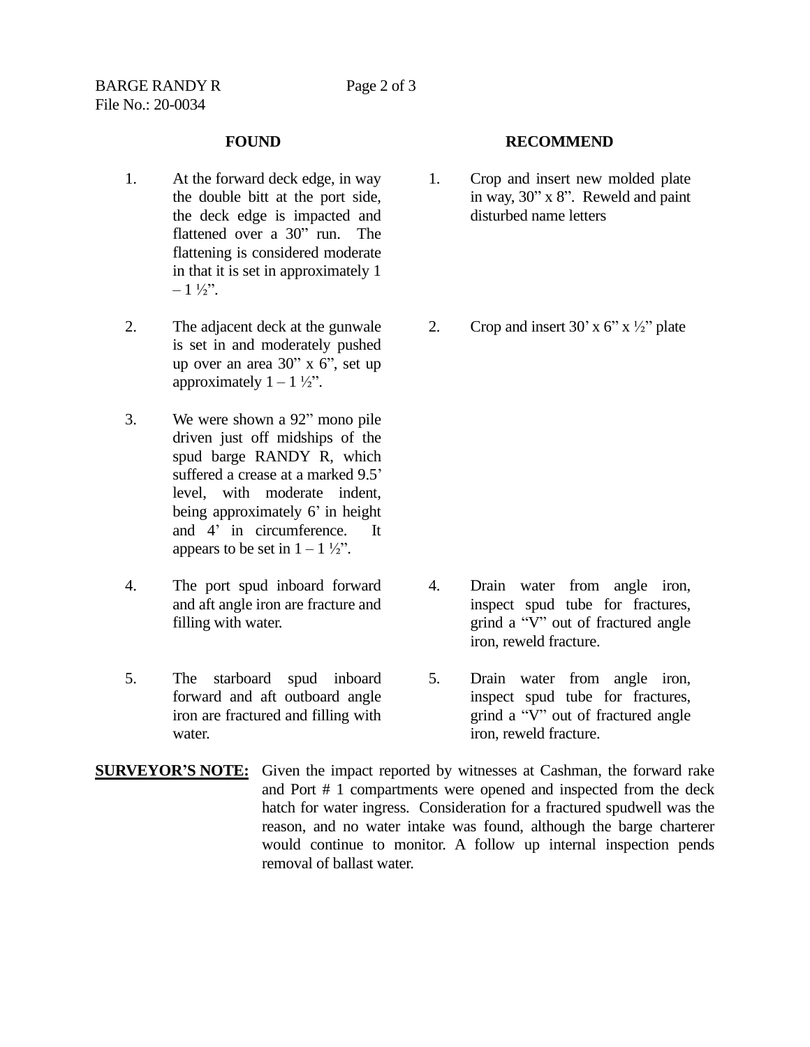BARGE RANDY R
File No.: 20-0034

| | FOUND | | RECOMMEND |
|---|---|---|---|
| 1. | At the forward deck edge, in way the double bitt at the port side, the deck edge is impacted and flattened over a 30” run. The flattening is considered moderate in that it is set in approximately 1 – 1 ½”. | 1. | Crop and insert new molded plate in way, 30” x 8”. Reweld and paint disturbed name letters |
| 2. | The adjacent deck at the gunwale is set in and moderately pushed up over an area 30” x 6”, set up approximately 1 – 1 ½”. | 2. | Crop and insert 30’ x 6” x ½” plate |
| 3. | We were shown a 92” mono pile driven just off midships of the spud barge RANDY R, which suffered a crease at a marked 9.5’ level, with moderate indent, being approximately 6’ in height and 4’ in circumference. It appears to be set in 1 – 1 ½”. | | |
| 4. | The port spud inboard forward and aft angle iron are fracture and filling with water. | 4. | Drain water from angle iron, inspect spud tube for fractures, grind a “V” out of fractured angle iron, reweld fracture. |
| 5. | The starboard spud inboard forward and aft outboard angle iron are fractured and filling with water. | 5. | Drain water from angle iron, inspect spud tube for fractures, grind a “V” out of fractured angle iron, reweld fracture. |

**SURVEYOR’S NOTE:** Given the impact reported by witnesses at Cashman, the forward rake and Port # 1 compartments were opened and inspected from the deck hatch for water ingress. Consideration for a fractured spudwell was the reason, and no water intake was found, although the barge charterer would continue to monitor. A follow up internal inspection pends removal of ballast water.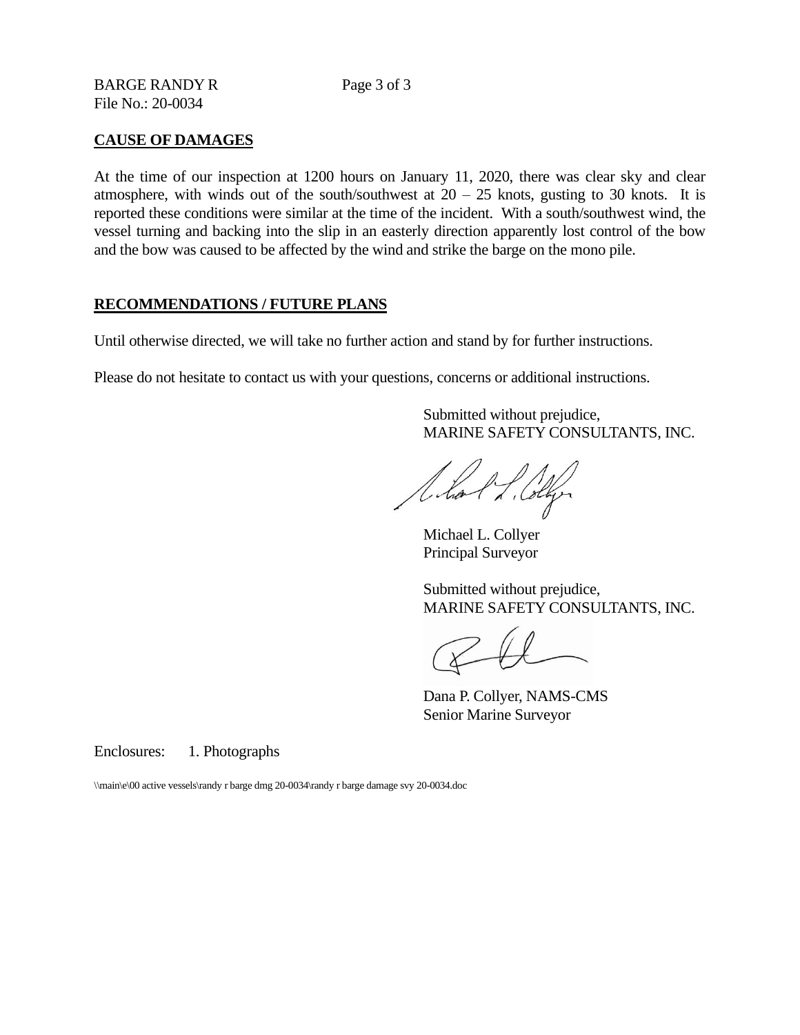## CAUSE OF DAMAGES

At the time of our inspection at 1200 hours on January 11, 2020, there was clear sky and clear atmosphere, with winds out of the south/southwest at 20 – 25 knots, gusting to 30 knots. It is reported these conditions were similar at the time of the incident. With a south/southwest wind, the vessel turning and backing into the slip in an easterly direction apparently lost control of the bow and the bow was caused to be affected by the wind and strike the barge on the mono pile.

## RECOMMENDATIONS / FUTURE PLANS

Until otherwise directed, we will take no further action and stand by for further instructions.

Please do not hesitate to contact us with your questions, concerns or additional instructions.

Submitted without prejudice,
MARINE SAFETY CONSULTANTS, INC.

Michael L. Collyer
Principal Surveyor

Submitted without prejudice,
MARINE SAFETY CONSULTANTS, INC.

Dana P. Collyer, NAMS-CMS
Senior Marine Surveyor

Enclosures: 1. Photographs

\\main\e\00 active vessels\randy r barge dmg 20-0034\randy r barge damage svy 20-0034.doc